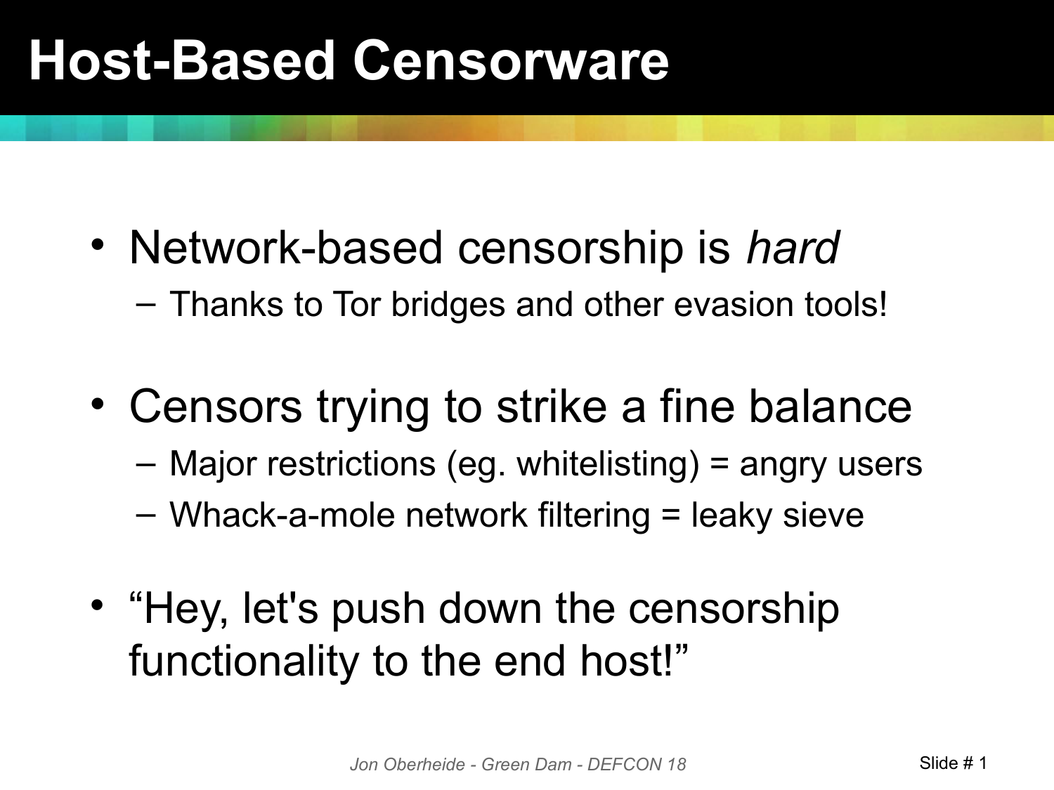# Host-Based Censorware

- Network-based censorship is *hard*
  - Thanks to Tor bridges and other evasion tools!
- Censors trying to strike a fine balance
  - Major restrictions (eg. whitelisting) = angry users
  - Whack-a-mole network filtering = leaky sieve
- "Hey, let's push down the censorship functionality to the end host!"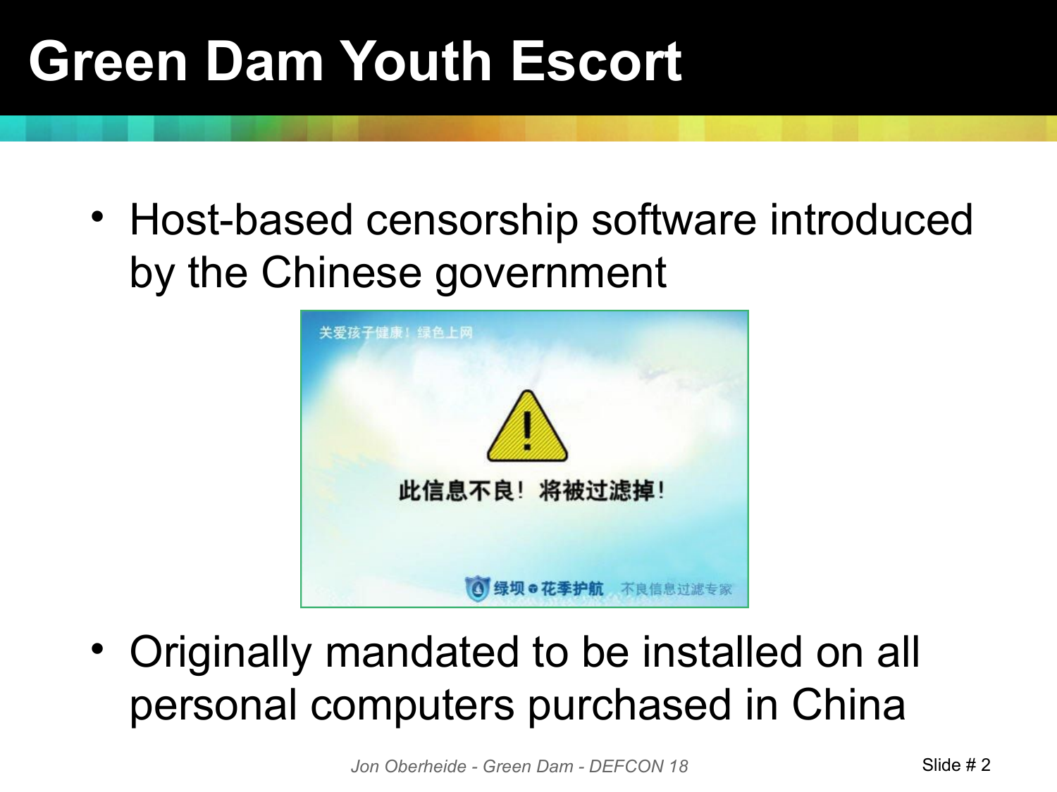# Green Dam Youth Escort

- Host-based censorship software introduced by the Chinese government

- Originally mandated to be installed on all personal computers purchased in China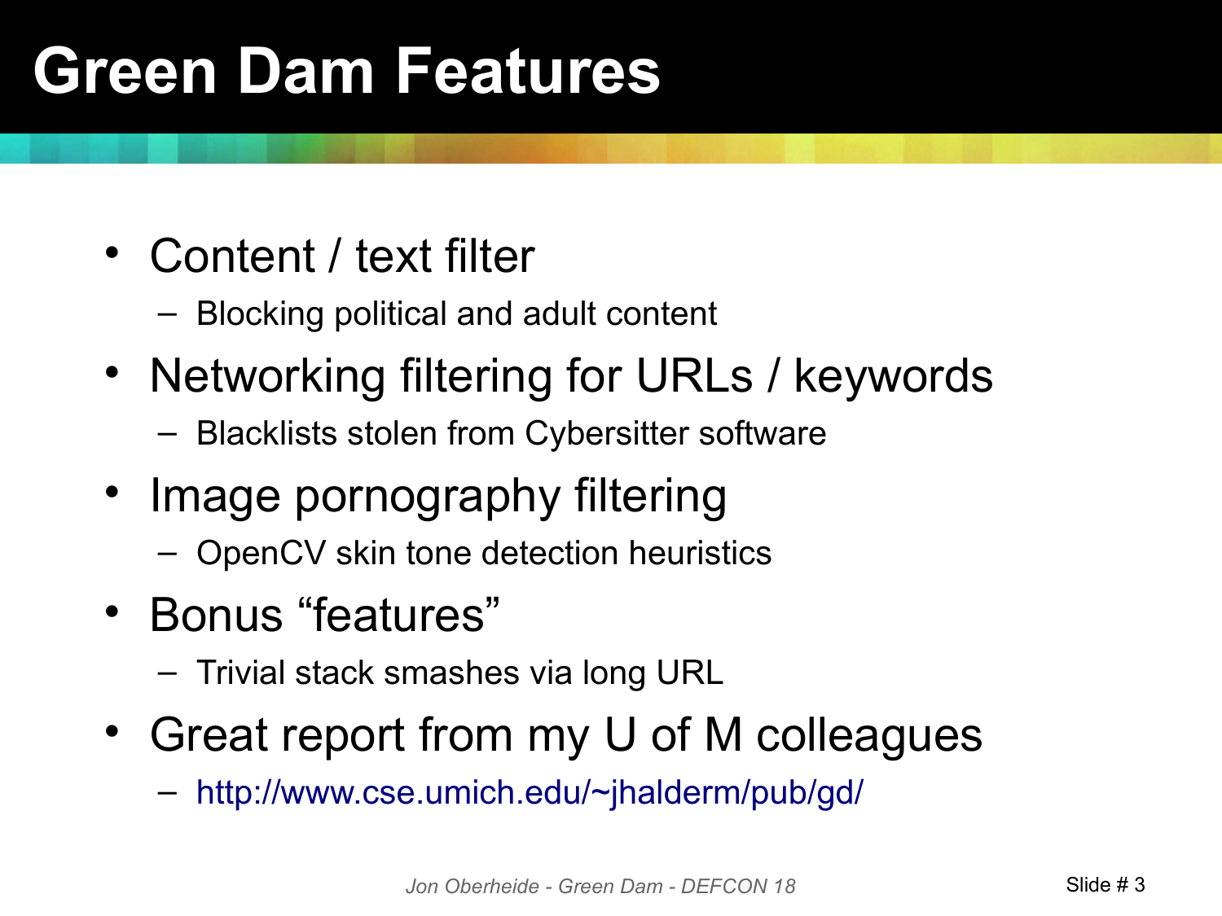# Green Dam Features

- Content / text filter
  - Blocking political and adult content
- Networking filtering for URLs / keywords
  - Blacklists stolen from Cybersitter software
- Image pornography filtering
  - OpenCV skin tone detection heuristics
- Bonus "features"
  - Trivial stack smashes via long URL
- Great report from my U of M colleagues
  - http://www.cse.umich.edu/~jhalderm/pub/gd/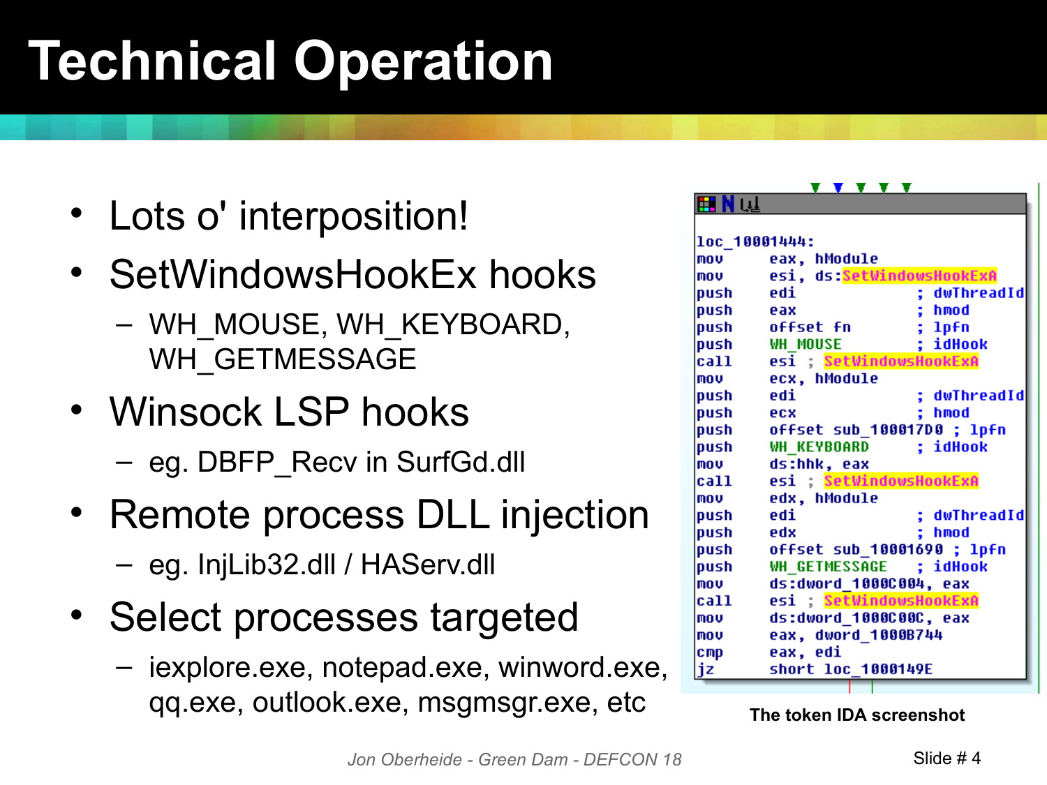# Technical Operation

- Lots o' interposition!
- SetWindowsHookEx hooks
  - WH_MOUSE, WH_KEYBOARD, WH_GETMESSAGE
- Winsock LSP hooks
  - eg. DBFP_Recv in SurfGd.dll
- Remote process DLL injection
  - eg. InjLib32.dll / HAServ.dll
- Select processes targeted
  - iexplore.exe, notepad.exe, winword.exe, qq.exe, outlook.exe, msgmsgr.exe, etc

```
loc_10001444:
mov     eax, hModule
mov     esi, ds:SetWindowsHookExA
push    edi                  ; dwThreadId
push    eax                  ; hmod
push    offset fn            ; lpfn
push    WH_MOUSE             ; idHook
call    esi ; SetWindowsHookExA
mov     ecx, hModule
push    edi                  ; dwThreadId
push    ecx                  ; hmod
push    offset sub_100017D0 ; lpfn
push    WH_KEYBOARD          ; idHook
mov     ds:hhk, eax
call    esi ; SetWindowsHookExA
mov     edx, hModule
push    edi                  ; dwThreadId
push    edx                  ; hmod
push    offset sub_10001690 ; lpfn
push    WH_GETMESSAGE        ; idHook
mov     ds:dword_1000C004, eax
call    esi ; SetWindowsHookExA
mov     ds:dword_1000C00C, eax
mov     eax, dword_1000B744
cmp     eax, edi
jz      short loc_1000149E
```

**The token IDA screenshot**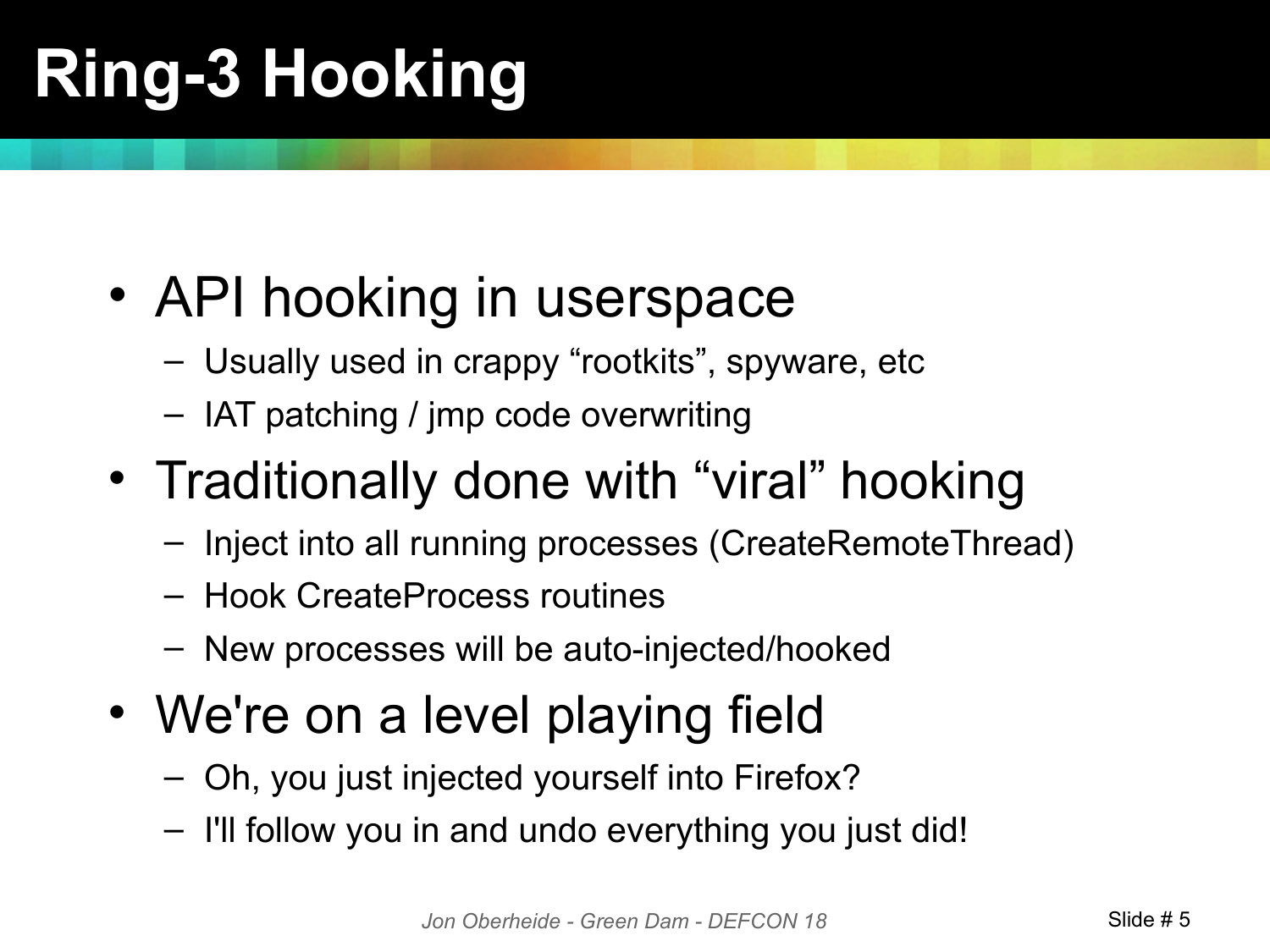# Ring-3 Hooking

- API hooking in userspace
  - Usually used in crappy "rootkits", spyware, etc
  - IAT patching / jmp code overwriting
- Traditionally done with "viral" hooking
  - Inject into all running processes (CreateRemoteThread)
  - Hook CreateProcess routines
  - New processes will be auto-injected/hooked
- We're on a level playing field
  - Oh, you just injected yourself into Firefox?
  - I'll follow you in and undo everything you just did!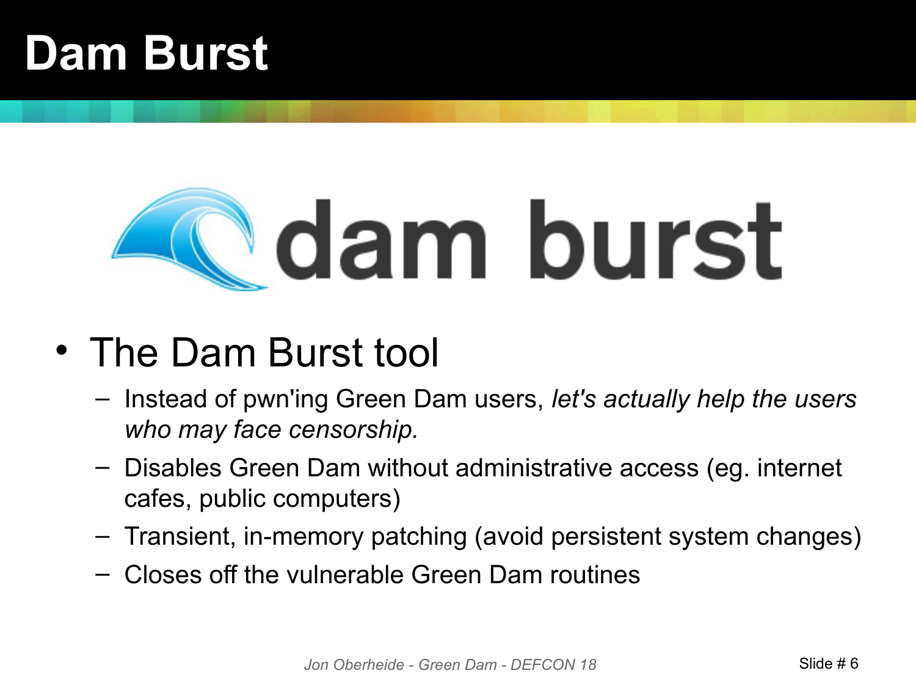# Dam Burst

dam burst

- The Dam Burst tool
  - Instead of pwn'ing Green Dam users, *let's actually help the users who may face censorship.*
  - Disables Green Dam without administrative access (eg. internet cafes, public computers)
  - Transient, in-memory patching (avoid persistent system changes)
  - Closes off the vulnerable Green Dam routines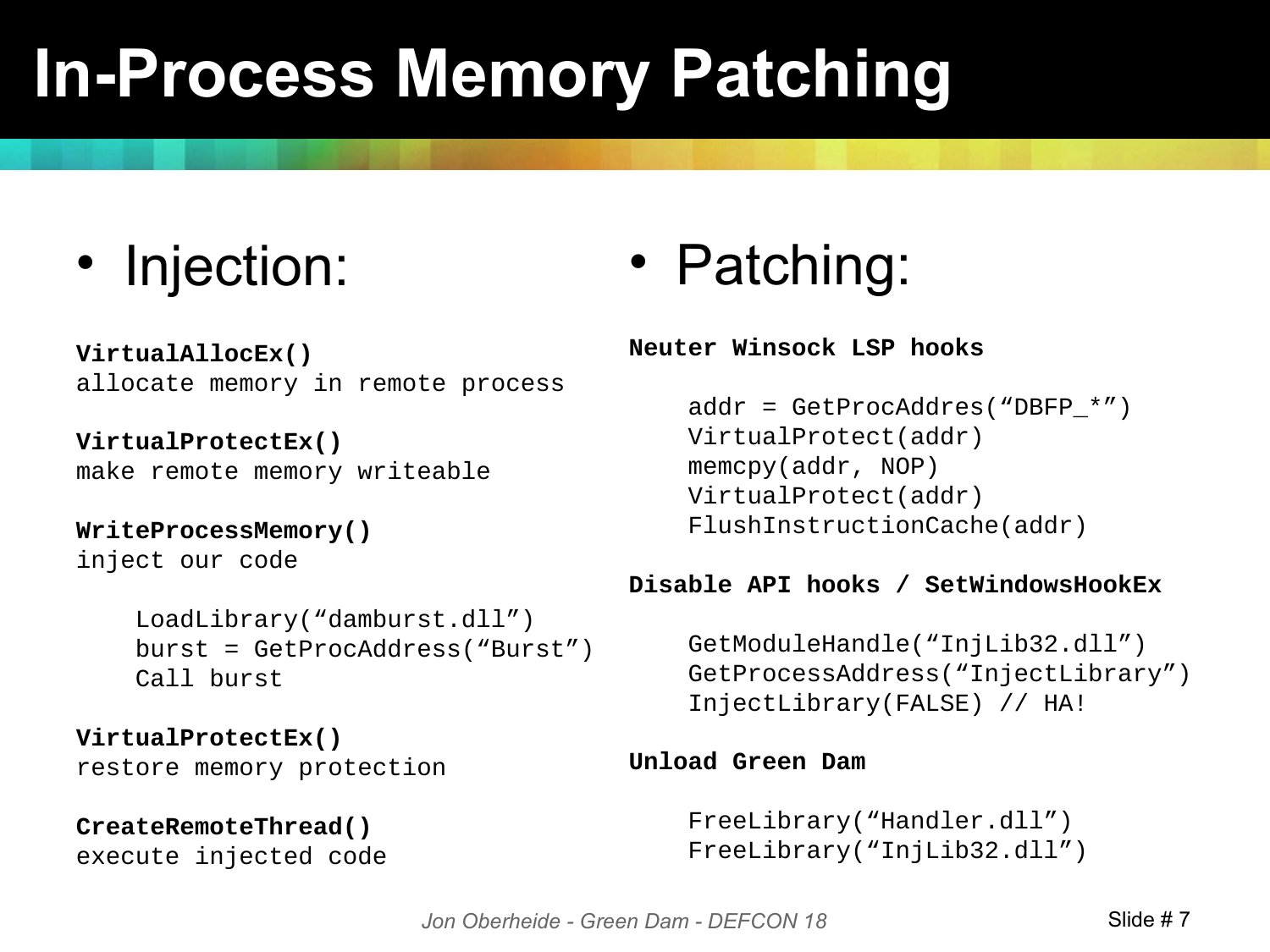# In-Process Memory Patching

- Injection:

**VirtualAllocEx()**
allocate memory in remote process

**VirtualProtectEx()**
make remote memory writeable

**WriteProcessMemory()**
inject our code

```
LoadLibrary("damburst.dll")
burst = GetProcAddress("Burst")
Call burst
```

**VirtualProtectEx()**
restore memory protection

**CreateRemoteThread()**
execute injected code

- Patching:

**Neuter Winsock LSP hooks**

```
addr = GetProcAddres("DBFP_*")
VirtualProtect(addr)
memcpy(addr, NOP)
VirtualProtect(addr)
FlushInstructionCache(addr)
```

**Disable API hooks / SetWindowsHookEx**

```
GetModuleHandle("InjLib32.dll")
GetProcessAddress("InjectLibrary")
InjectLibrary(FALSE) // HA!
```

**Unload Green Dam**

```
FreeLibrary("Handler.dll")
FreeLibrary("InjLib32.dll")
```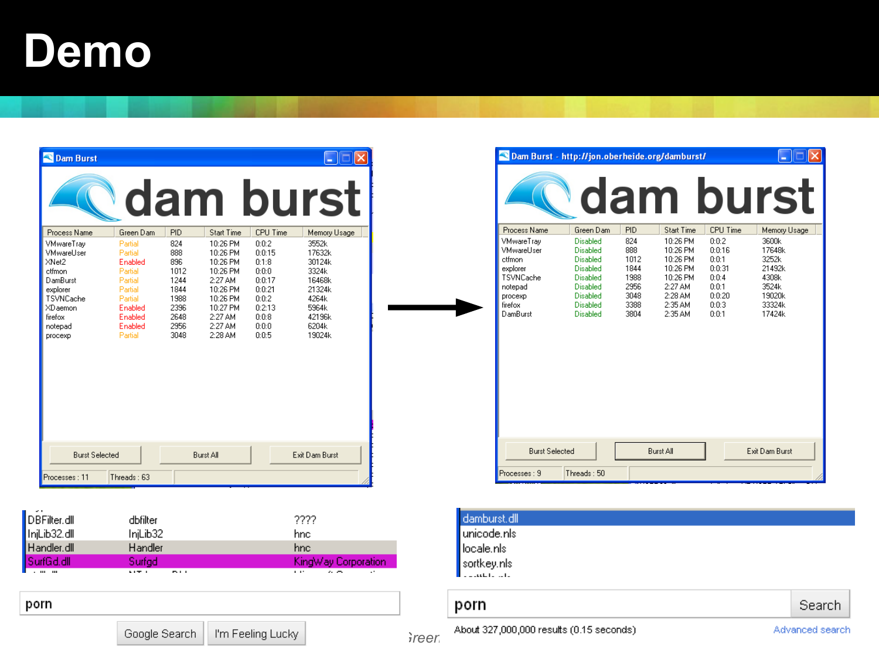# Demo

**Dam Burst**

dam burst

| Process Name | Green Dam | PID | Start Time | CPU Time | Memory Usage |
|---|---|---|---|---|---|
| VMwareTray | Partial | 824 | 10:26 PM | 0:0:2 | 3552k |
| VMwareUser | Partial | 888 | 10:26 PM | 0:0:15 | 17632k |
| XNet2 | Enabled | 896 | 10:26 PM | 0:1:8 | 30124k |
| ctfmon | Partial | 1012 | 10:26 PM | 0:0:0 | 3324k |
| DamBurst | Partial | 1244 | 2:27 AM | 0:0:17 | 16468k |
| explorer | Partial | 1844 | 10:26 PM | 0:0:21 | 21324k |
| TSVNCache | Partial | 1988 | 10:26 PM | 0:0:2 | 4264k |
| XDaemon | Enabled | 2396 | 10:27 PM | 0:2:13 | 5964k |
| firefox | Enabled | 2648 | 2:27 AM | 0:0:8 | 42196k |
| notepad | Enabled | 2956 | 2:27 AM | 0:0:0 | 6204k |
| procexp | Partial | 3048 | 2:28 AM | 0:0:5 | 19024k |

Burst Selected | Burst All | Exit Dam Burst

Processes : 11 | Threads : 63

**Dam Burst - http://jon.oberheide.org/damburst/**

dam burst

| Process Name | Green Dam | PID | Start Time | CPU Time | Memory Usage |
|---|---|---|---|---|---|
| VMwareTray | Disabled | 824 | 10:26 PM | 0:0:2 | 3600k |
| VMwareUser | Disabled | 888 | 10:26 PM | 0:0:16 | 17648k |
| ctfmon | Disabled | 1012 | 10:26 PM | 0:0:1 | 3252k |
| explorer | Disabled | 1844 | 10:26 PM | 0:0:31 | 21492k |
| TSVNCache | Disabled | 1988 | 10:26 PM | 0:0:4 | 4308k |
| notepad | Disabled | 2956 | 2:27 AM | 0:0:1 | 3524k |
| procexp | Disabled | 3048 | 2:28 AM | 0:0:20 | 19020k |
| firefox | Disabled | 3388 | 2:35 AM | 0:0:3 | 33324k |
| DamBurst | Disabled | 3804 | 2:35 AM | 0:0:1 | 17424k |

Burst Selected | Burst All | Exit Dam Burst

Processes : 9 | Threads : 50

| | | |
|---|---|---|
| DBFilter.dll | dbfilter | ???? |
| InjLib32.dll | InjLib32 | hnc |
| Handler.dll | Handler | hnc |
| SurfGd.dll | Surfgd | KingWay Corporation |

damburst.dll
unicode.nls
locale.nls
sortkey.nls

porn

Google Search | I'm Feeling Lucky

porn | Search

About 327,000,000 results (0.15 seconds)

Advanced search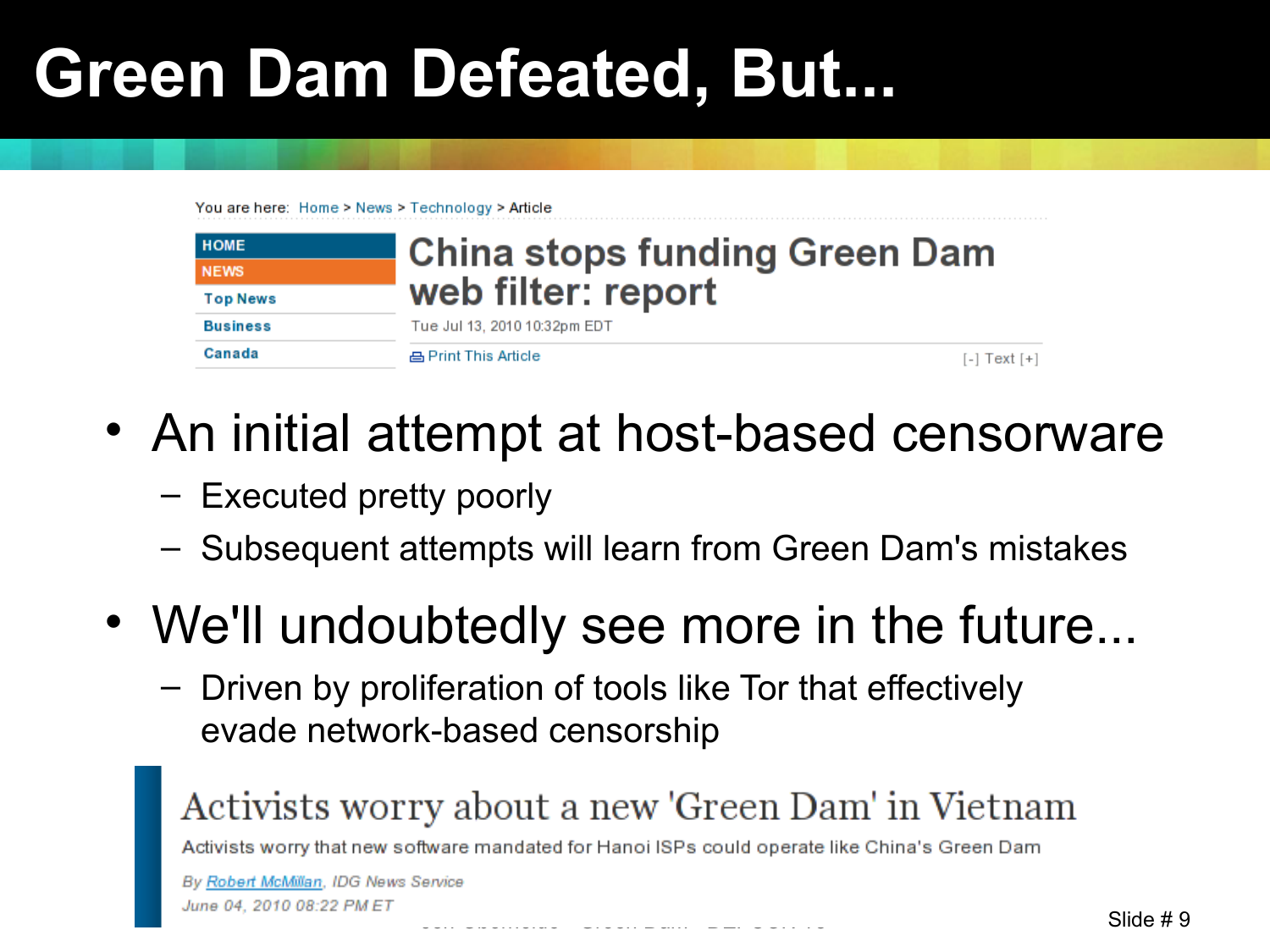# Green Dam Defeated, But...

You are here: Home > News > Technology > Article

HOME
NEWS
Top News
Business
Canada

## China stops funding Green Dam web filter: report

Tue Jul 13, 2010 10:32pm EDT

Print This Article

[-] Text [+]

- An initial attempt at host-based censorware
  - Executed pretty poorly
  - Subsequent attempts will learn from Green Dam's mistakes
- We'll undoubtedly see more in the future...
  - Driven by proliferation of tools like Tor that effectively evade network-based censorship

## Activists worry about a new 'Green Dam' in Vietnam

Activists worry that new software mandated for Hanoi ISPs could operate like China's Green Dam

By Robert McMillan, IDG News Service

June 04, 2010 08:22 PM ET